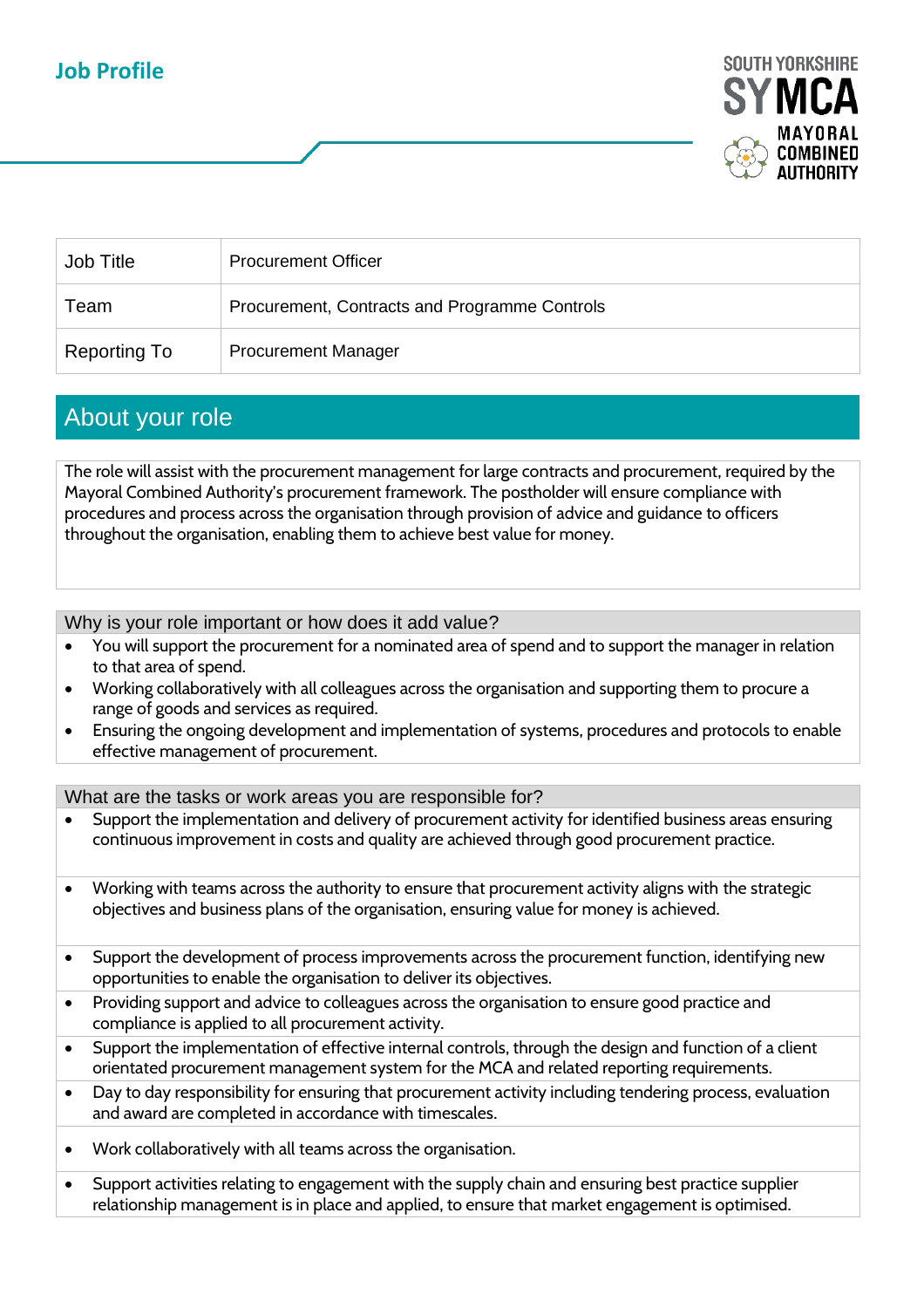# Job Profile

SOUTH YORKSHIRE SYMCA MAYORAL COMBINED AUTHORITY

| Job Title | Procurement Officer |
|---|---|
| Team | Procurement, Contracts and Programme Controls |
| Reporting To | Procurement Manager |

## About your role

The role will assist with the procurement management for large contracts and procurement, required by the Mayoral Combined Authority's procurement framework. The postholder will ensure compliance with procedures and process across the organisation through provision of advice and guidance to officers throughout the organisation, enabling them to achieve best value for money.

### Why is your role important or how does it add value?

- You will support the procurement for a nominated area of spend and to support the manager in relation to that area of spend.
- Working collaboratively with all colleagues across the organisation and supporting them to procure a range of goods and services as required.
- Ensuring the ongoing development and implementation of systems, procedures and protocols to enable effective management of procurement.

### What are the tasks or work areas you are responsible for?

- Support the implementation and delivery of procurement activity for identified business areas ensuring continuous improvement in costs and quality are achieved through good procurement practice.
- Working with teams across the authority to ensure that procurement activity aligns with the strategic objectives and business plans of the organisation, ensuring value for money is achieved.
- Support the development of process improvements across the procurement function, identifying new opportunities to enable the organisation to deliver its objectives.
- Providing support and advice to colleagues across the organisation to ensure good practice and compliance is applied to all procurement activity.
- Support the implementation of effective internal controls, through the design and function of a client orientated procurement management system for the MCA and related reporting requirements.
- Day to day responsibility for ensuring that procurement activity including tendering process, evaluation and award are completed in accordance with timescales.
- Work collaboratively with all teams across the organisation.
- Support activities relating to engagement with the supply chain and ensuring best practice supplier relationship management is in place and applied, to ensure that market engagement is optimised.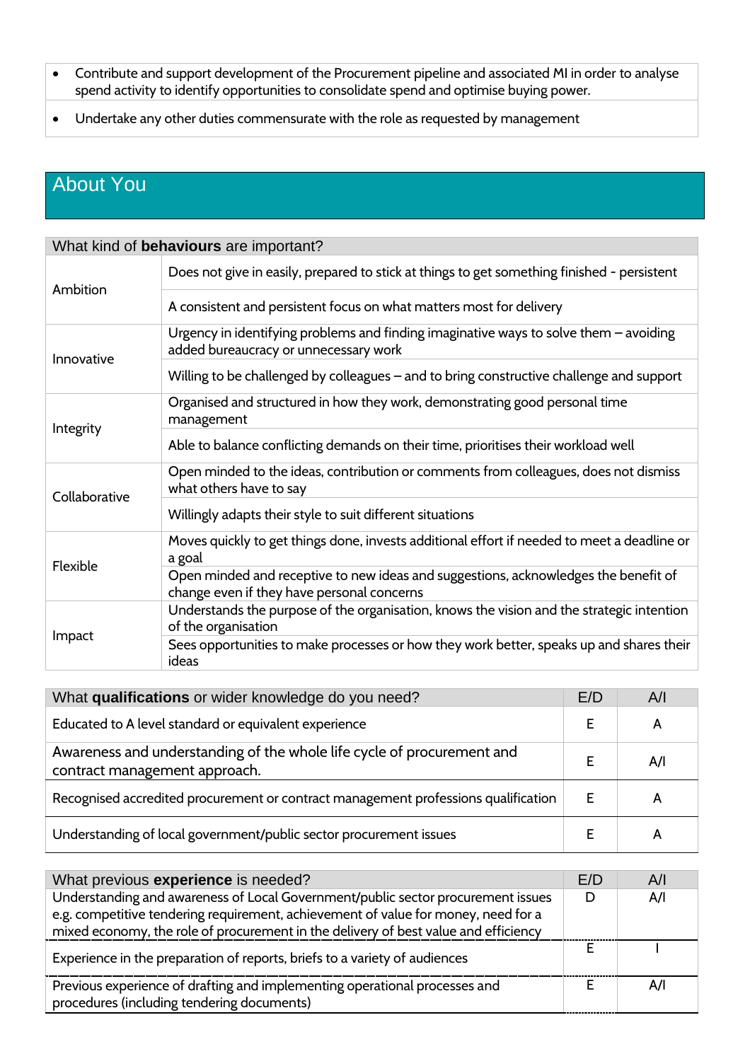- Contribute and support development of the Procurement pipeline and associated MI in order to analyse spend activity to identify opportunities to consolidate spend and optimise buying power.
- Undertake any other duties commensurate with the role as requested by management

## About You

| What kind of **behaviours** are important? | |
|---|---|
| Ambition | Does not give in easily, prepared to stick at things to get something finished - persistent |
| | A consistent and persistent focus on what matters most for delivery |
| Innovative | Urgency in identifying problems and finding imaginative ways to solve them – avoiding added bureaucracy or unnecessary work |
| | Willing to be challenged by colleagues – and to bring constructive challenge and support |
| Integrity | Organised and structured in how they work, demonstrating good personal time management |
| | Able to balance conflicting demands on their time, prioritises their workload well |
| Collaborative | Open minded to the ideas, contribution or comments from colleagues, does not dismiss what others have to say |
| | Willingly adapts their style to suit different situations |
| Flexible | Moves quickly to get things done, invests additional effort if needed to meet a deadline or a goal |
| | Open minded and receptive to new ideas and suggestions, acknowledges the benefit of change even if they have personal concerns |
| Impact | Understands the purpose of the organisation, knows the vision and the strategic intention of the organisation |
| | Sees opportunities to make processes or how they work better, speaks up and shares their ideas |

| What **qualifications** or wider knowledge do you need? | E/D | A/I |
|---|---|---|
| Educated to A level standard or equivalent experience | E | A |
| Awareness and understanding of the whole life cycle of procurement and contract management approach. | E | A/I |
| Recognised accredited procurement or contract management professions qualification | E | A |
| Understanding of local government/public sector procurement issues | E | A |

| What previous **experience** is needed? | E/D | A/I |
|---|---|---|
| Understanding and awareness of Local Government/public sector procurement issues e.g. competitive tendering requirement, achievement of value for money, need for a mixed economy, the role of procurement in the delivery of best value and efficiency | D | A/I |
| Experience in the preparation of reports, briefs to a variety of audiences | E | I |
| Previous experience of drafting and implementing operational processes and procedures (including tendering documents) | E | A/I |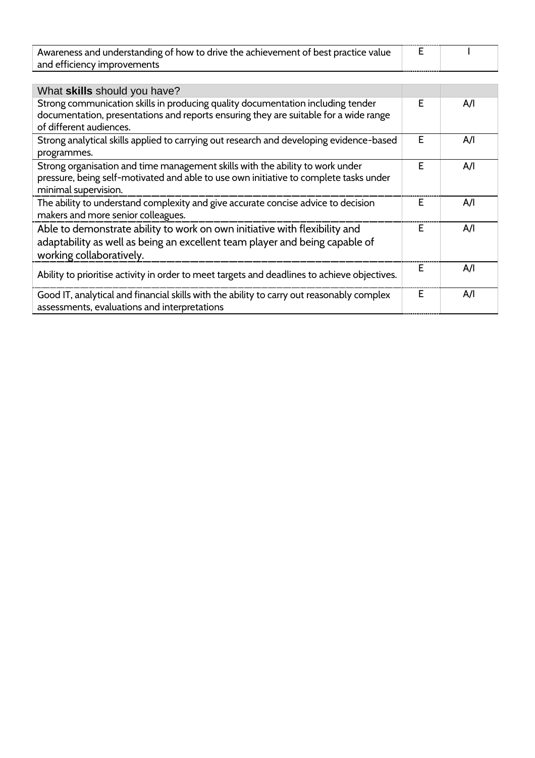| | | |
|---|---|---|
| Awareness and understanding of how to drive the achievement of best practice value and efficiency improvements | E | I |

| What **skills** should you have? | | |
|---|---|---|
| Strong communication skills in producing quality documentation including tender documentation, presentations and reports ensuring they are suitable for a wide range of different audiences. | E | A/I |
| Strong analytical skills applied to carrying out research and developing evidence-based programmes. | E | A/I |
| Strong organisation and time management skills with the ability to work under pressure, being self-motivated and able to use own initiative to complete tasks under minimal supervision. | E | A/I |
| The ability to understand complexity and give accurate concise advice to decision makers and more senior colleagues. | E | A/I |
| Able to demonstrate ability to work on own initiative with flexibility and adaptability as well as being an excellent team player and being capable of working collaboratively. | E | A/I |
| Ability to prioritise activity in order to meet targets and deadlines to achieve objectives. | E | A/I |
| Good IT, analytical and financial skills with the ability to carry out reasonably complex assessments, evaluations and interpretations | E | A/I |